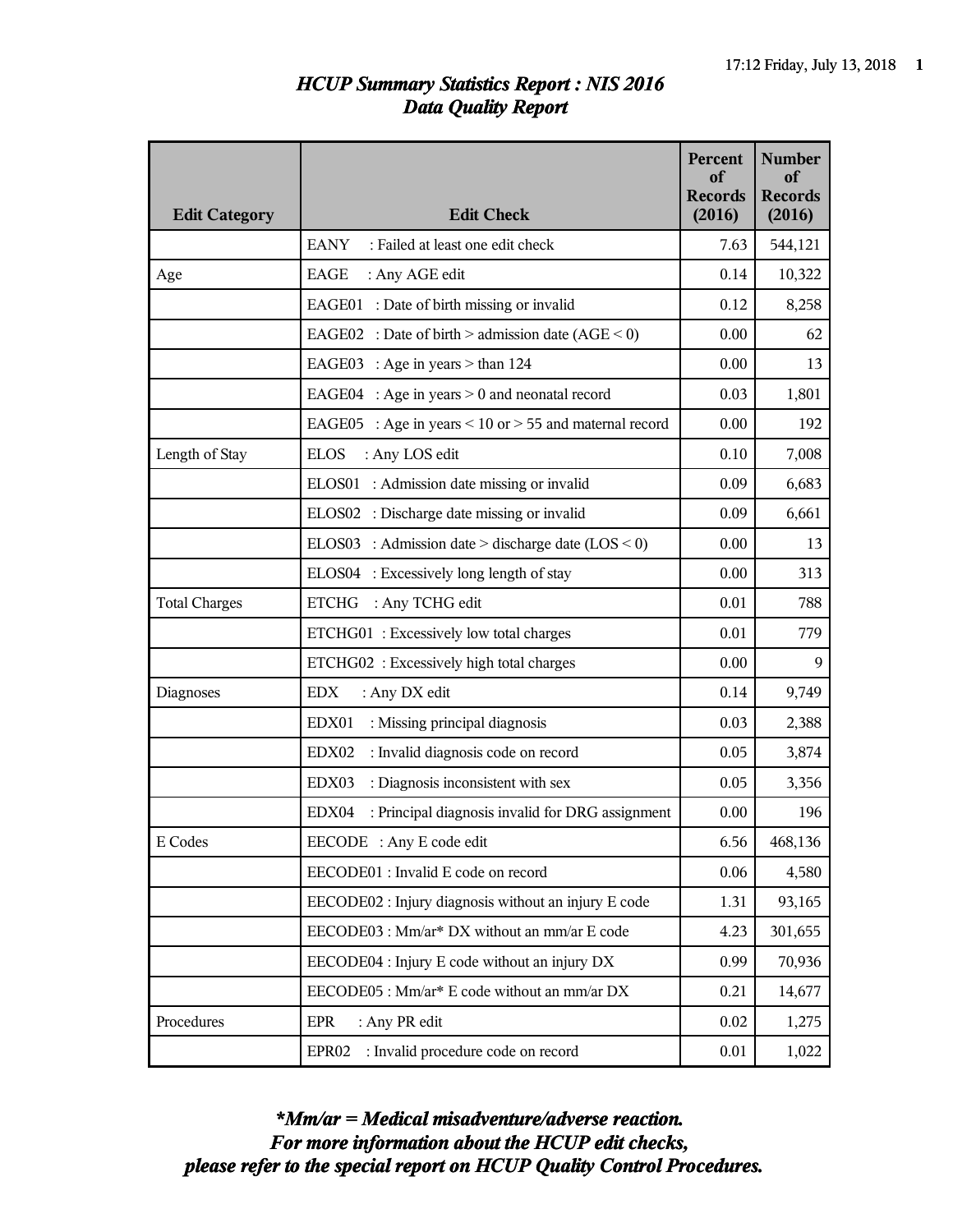# HCUP Summary Statistics Report : NIS 2016
## Data Quality Report

| Edit Category | Edit Check | Percent of Records (2016) | Number of Records (2016) |
|---|---|---|---|
| | EANY : Failed at least one edit check | 7.63 | 544,121 |
| Age | EAGE : Any AGE edit | 0.14 | 10,322 |
| | EAGE01 : Date of birth missing or invalid | 0.12 | 8,258 |
| | EAGE02 : Date of birth > admission date (AGE < 0) | 0.00 | 62 |
| | EAGE03 : Age in years > than 124 | 0.00 | 13 |
| | EAGE04 : Age in years > 0 and neonatal record | 0.03 | 1,801 |
| | EAGE05 : Age in years < 10 or > 55 and maternal record | 0.00 | 192 |
| Length of Stay | ELOS : Any LOS edit | 0.10 | 7,008 |
| | ELOS01 : Admission date missing or invalid | 0.09 | 6,683 |
| | ELOS02 : Discharge date missing or invalid | 0.09 | 6,661 |
| | ELOS03 : Admission date > discharge date (LOS < 0) | 0.00 | 13 |
| | ELOS04 : Excessively long length of stay | 0.00 | 313 |
| Total Charges | ETCHG : Any TCHG edit | 0.01 | 788 |
| | ETCHG01 : Excessively low total charges | 0.01 | 779 |
| | ETCHG02 : Excessively high total charges | 0.00 | 9 |
| Diagnoses | EDX : Any DX edit | 0.14 | 9,749 |
| | EDX01 : Missing principal diagnosis | 0.03 | 2,388 |
| | EDX02 : Invalid diagnosis code on record | 0.05 | 3,874 |
| | EDX03 : Diagnosis inconsistent with sex | 0.05 | 3,356 |
| | EDX04 : Principal diagnosis invalid for DRG assignment | 0.00 | 196 |
| E Codes | EECODE : Any E code edit | 6.56 | 468,136 |
| | EECODE01 : Invalid E code on record | 0.06 | 4,580 |
| | EECODE02 : Injury diagnosis without an injury E code | 1.31 | 93,165 |
| | EECODE03 : Mm/ar* DX without an mm/ar E code | 4.23 | 301,655 |
| | EECODE04 : Injury E code without an injury DX | 0.99 | 70,936 |
| | EECODE05 : Mm/ar* E code without an mm/ar DX | 0.21 | 14,677 |
| Procedures | EPR : Any PR edit | 0.02 | 1,275 |
| | EPR02 : Invalid procedure code on record | 0.01 | 1,022 |

***Mm/ar = Medical misadventure/adverse reaction.***
***For more information about the HCUP edit checks,***
***please refer to the special report on HCUP Quality Control Procedures.***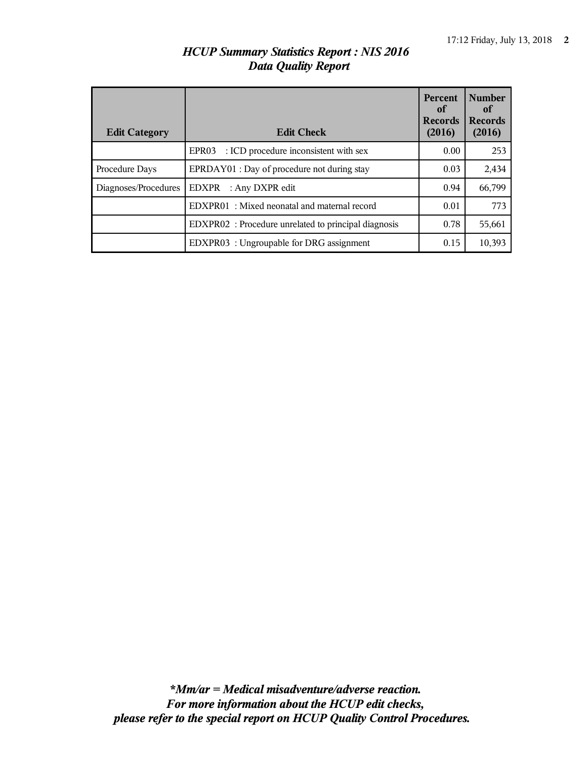# *HCUP Summary Statistics Report : NIS 2016*
## *Data Quality Report*

| Edit Category | Edit Check | Percent of Records (2016) | Number of Records (2016) |
|---|---|---|---|
| | EPR03 : ICD procedure inconsistent with sex | 0.00 | 253 |
| Procedure Days | EPRDAY01 : Day of procedure not during stay | 0.03 | 2,434 |
| Diagnoses/Procedures | EDXPR : Any DXPR edit | 0.94 | 66,799 |
| | EDXPR01 : Mixed neonatal and maternal record | 0.01 | 773 |
| | EDXPR02 : Procedure unrelated to principal diagnosis | 0.78 | 55,661 |
| | EDXPR03 : Ungroupable for DRG assignment | 0.15 | 10,393 |

***Mm/ar = Medical misadventure/adverse reaction.***
***For more information about the HCUP edit checks,***
***please refer to the special report on HCUP Quality Control Procedures.***